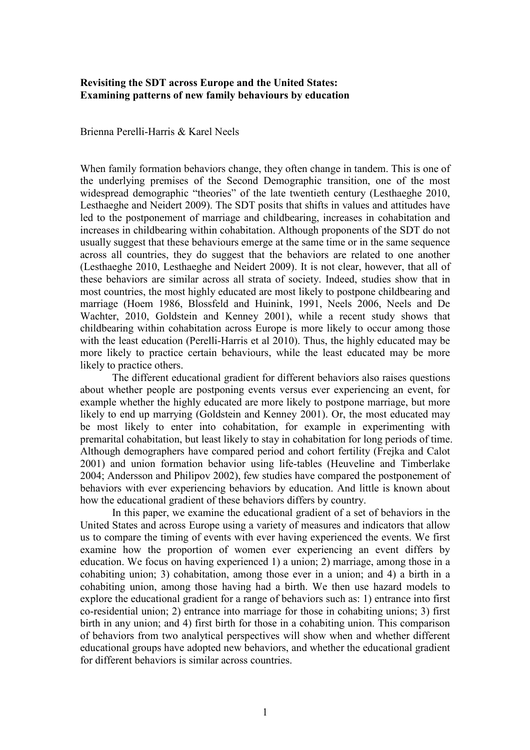**Revisiting the SDT across Europe and the United States: Examining patterns of new family behaviours by education**

Brienna Perelli-Harris & Karel Neels

When family formation behaviors change, they often change in tandem. This is one of the underlying premises of the Second Demographic transition, one of the most widespread demographic "theories" of the late twentieth century (Lesthaeghe 2010, Lesthaeghe and Neidert 2009). The SDT posits that shifts in values and attitudes have led to the postponement of marriage and childbearing, increases in cohabitation and increases in childbearing within cohabitation. Although proponents of the SDT do not usually suggest that these behaviours emerge at the same time or in the same sequence across all countries, they do suggest that the behaviors are related to one another (Lesthaeghe 2010, Lesthaeghe and Neidert 2009). It is not clear, however, that all of these behaviors are similar across all strata of society. Indeed, studies show that in most countries, the most highly educated are most likely to postpone childbearing and marriage (Hoem 1986, Blossfeld and Huinink, 1991, Neels 2006, Neels and De Wachter, 2010, Goldstein and Kenney 2001), while a recent study shows that childbearing within cohabitation across Europe is more likely to occur among those with the least education (Perelli-Harris et al 2010). Thus, the highly educated may be more likely to practice certain behaviours, while the least educated may be more likely to practice others.

The different educational gradient for different behaviors also raises questions about whether people are postponing events versus ever experiencing an event, for example whether the highly educated are more likely to postpone marriage, but more likely to end up marrying (Goldstein and Kenney 2001). Or, the most educated may be most likely to enter into cohabitation, for example in experimenting with premarital cohabitation, but least likely to stay in cohabitation for long periods of time. Although demographers have compared period and cohort fertility (Frejka and Calot 2001) and union formation behavior using life-tables (Heuveline and Timberlake 2004; Andersson and Philipov 2002), few studies have compared the postponement of behaviors with ever experiencing behaviors by education. And little is known about how the educational gradient of these behaviors differs by country.

In this paper, we examine the educational gradient of a set of behaviors in the United States and across Europe using a variety of measures and indicators that allow us to compare the timing of events with ever having experienced the events. We first examine how the proportion of women ever experiencing an event differs by education. We focus on having experienced 1) a union; 2) marriage, among those in a cohabiting union; 3) cohabitation, among those ever in a union; and 4) a birth in a cohabiting union, among those having had a birth. We then use hazard models to explore the educational gradient for a range of behaviors such as: 1) entrance into first co-residential union; 2) entrance into marriage for those in cohabiting unions; 3) first birth in any union; and 4) first birth for those in a cohabiting union. This comparison of behaviors from two analytical perspectives will show when and whether different educational groups have adopted new behaviors, and whether the educational gradient for different behaviors is similar across countries.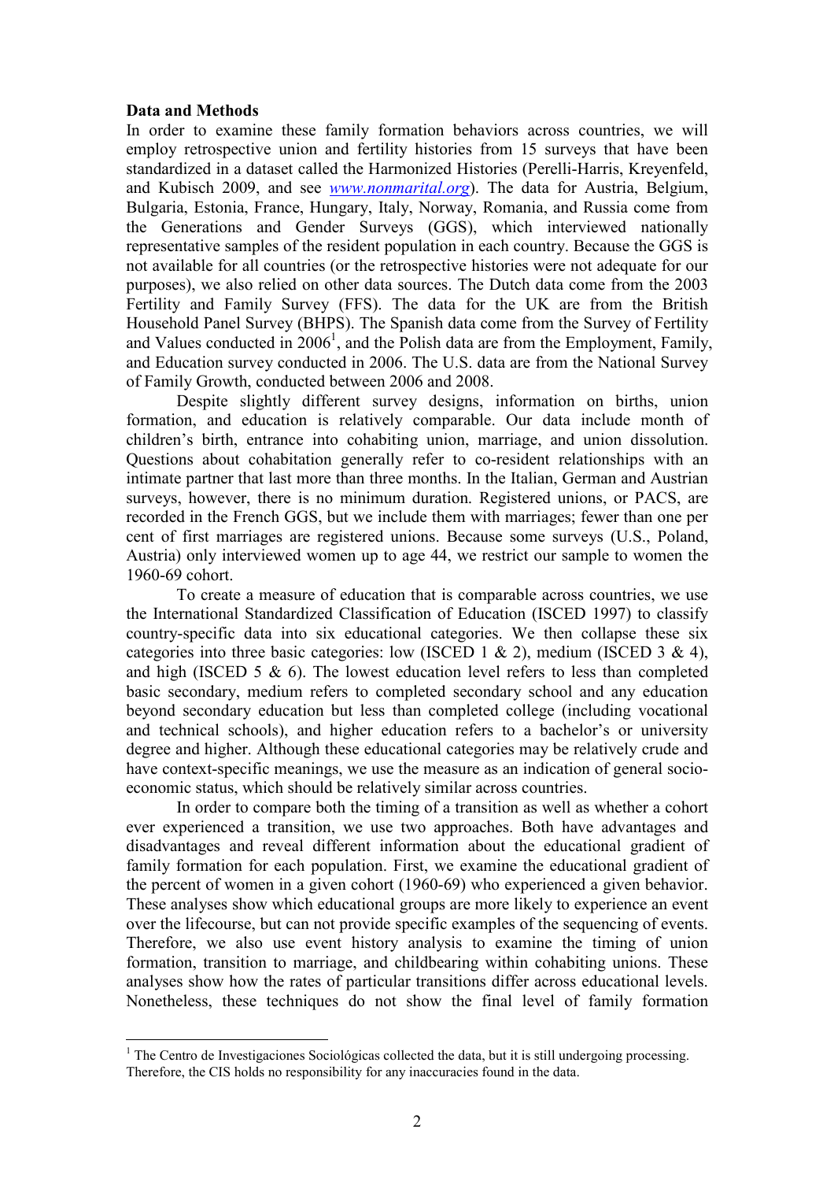**Data and Methods**

In order to examine these family formation behaviors across countries, we will employ retrospective union and fertility histories from 15 surveys that have been standardized in a dataset called the Harmonized Histories (Perelli-Harris, Kreyenfeld, and Kubisch 2009, and see *www.nonmarital.org*). The data for Austria, Belgium, Bulgaria, Estonia, France, Hungary, Italy, Norway, Romania, and Russia come from the Generations and Gender Surveys (GGS), which interviewed nationally representative samples of the resident population in each country. Because the GGS is not available for all countries (or the retrospective histories were not adequate for our purposes), we also relied on other data sources. The Dutch data come from the 2003 Fertility and Family Survey (FFS). The data for the UK are from the British Household Panel Survey (BHPS). The Spanish data come from the Survey of Fertility and Values conducted in 2006[1], and the Polish data are from the Employment, Family, and Education survey conducted in 2006. The U.S. data are from the National Survey of Family Growth, conducted between 2006 and 2008.

Despite slightly different survey designs, information on births, union formation, and education is relatively comparable. Our data include month of children's birth, entrance into cohabiting union, marriage, and union dissolution. Questions about cohabitation generally refer to co-resident relationships with an intimate partner that last more than three months. In the Italian, German and Austrian surveys, however, there is no minimum duration. Registered unions, or PACS, are recorded in the French GGS, but we include them with marriages; fewer than one per cent of first marriages are registered unions. Because some surveys (U.S., Poland, Austria) only interviewed women up to age 44, we restrict our sample to women the 1960-69 cohort.

To create a measure of education that is comparable across countries, we use the International Standardized Classification of Education (ISCED 1997) to classify country-specific data into six educational categories. We then collapse these six categories into three basic categories: low (ISCED 1 & 2), medium (ISCED 3 & 4), and high (ISCED 5 & 6). The lowest education level refers to less than completed basic secondary, medium refers to completed secondary school and any education beyond secondary education but less than completed college (including vocational and technical schools), and higher education refers to a bachelor's or university degree and higher. Although these educational categories may be relatively crude and have context-specific meanings, we use the measure as an indication of general socio-economic status, which should be relatively similar across countries.

In order to compare both the timing of a transition as well as whether a cohort ever experienced a transition, we use two approaches. Both have advantages and disadvantages and reveal different information about the educational gradient of family formation for each population. First, we examine the educational gradient of the percent of women in a given cohort (1960-69) who experienced a given behavior. These analyses show which educational groups are more likely to experience an event over the lifecourse, but can not provide specific examples of the sequencing of events. Therefore, we also use event history analysis to examine the timing of union formation, transition to marriage, and childbearing within cohabiting unions. These analyses show how the rates of particular transitions differ across educational levels. Nonetheless, these techniques do not show the final level of family formation

[1] The Centro de Investigaciones Sociológicas collected the data, but it is still undergoing processing. Therefore, the CIS holds no responsibility for any inaccuracies found in the data.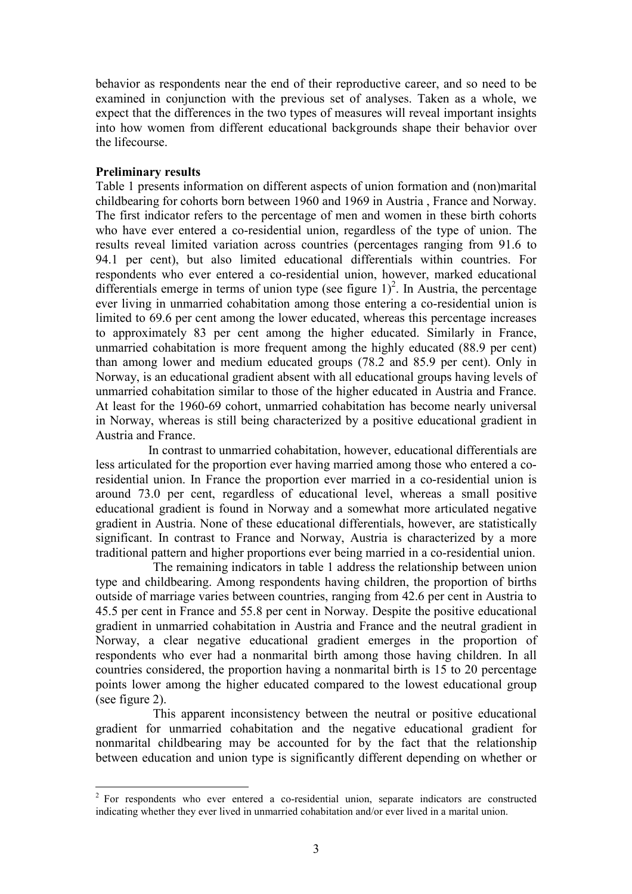behavior as respondents near the end of their reproductive career, and so need to be examined in conjunction with the previous set of analyses. Taken as a whole, we expect that the differences in the two types of measures will reveal important insights into how women from different educational backgrounds shape their behavior over the lifecourse.

**Preliminary results**

Table 1 presents information on different aspects of union formation and (non)marital childbearing for cohorts born between 1960 and 1969 in Austria , France and Norway. The first indicator refers to the percentage of men and women in these birth cohorts who have ever entered a co-residential union, regardless of the type of union. The results reveal limited variation across countries (percentages ranging from 91.6 to 94.1 per cent), but also limited educational differentials within countries. For respondents who ever entered a co-residential union, however, marked educational differentials emerge in terms of union type (see figure 1)[2]. In Austria, the percentage ever living in unmarried cohabitation among those entering a co-residential union is limited to 69.6 per cent among the lower educated, whereas this percentage increases to approximately 83 per cent among the higher educated. Similarly in France, unmarried cohabitation is more frequent among the highly educated (88.9 per cent) than among lower and medium educated groups (78.2 and 85.9 per cent). Only in Norway, is an educational gradient absent with all educational groups having levels of unmarried cohabitation similar to those of the higher educated in Austria and France. At least for the 1960-69 cohort, unmarried cohabitation has become nearly universal in Norway, whereas is still being characterized by a positive educational gradient in Austria and France.

In contrast to unmarried cohabitation, however, educational differentials are less articulated for the proportion ever having married among those who entered a co-residential union. In France the proportion ever married in a co-residential union is around 73.0 per cent, regardless of educational level, whereas a small positive educational gradient is found in Norway and a somewhat more articulated negative gradient in Austria. None of these educational differentials, however, are statistically significant. In contrast to France and Norway, Austria is characterized by a more traditional pattern and higher proportions ever being married in a co-residential union.

The remaining indicators in table 1 address the relationship between union type and childbearing. Among respondents having children, the proportion of births outside of marriage varies between countries, ranging from 42.6 per cent in Austria to 45.5 per cent in France and 55.8 per cent in Norway. Despite the positive educational gradient in unmarried cohabitation in Austria and France and the neutral gradient in Norway, a clear negative educational gradient emerges in the proportion of respondents who ever had a nonmarital birth among those having children. In all countries considered, the proportion having a nonmarital birth is 15 to 20 percentage points lower among the higher educated compared to the lowest educational group (see figure 2).

This apparent inconsistency between the neutral or positive educational gradient for unmarried cohabitation and the negative educational gradient for nonmarital childbearing may be accounted for by the fact that the relationship between education and union type is significantly different depending on whether or

[2] For respondents who ever entered a co-residential union, separate indicators are constructed indicating whether they ever lived in unmarried cohabitation and/or ever lived in a marital union.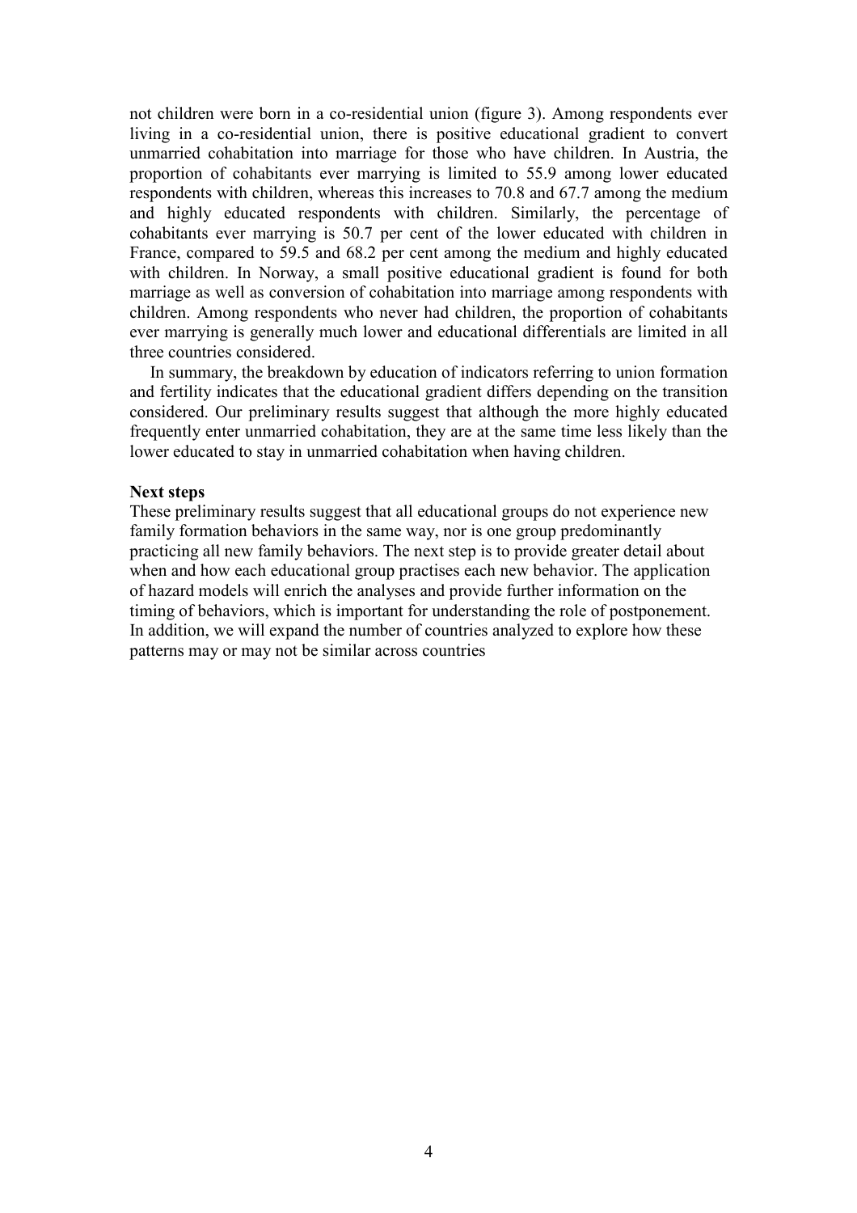not children were born in a co-residential union (figure 3). Among respondents ever living in a co-residential union, there is positive educational gradient to convert unmarried cohabitation into marriage for those who have children. In Austria, the proportion of cohabitants ever marrying is limited to 55.9 among lower educated respondents with children, whereas this increases to 70.8 and 67.7 among the medium and highly educated respondents with children. Similarly, the percentage of cohabitants ever marrying is 50.7 per cent of the lower educated with children in France, compared to 59.5 and 68.2 per cent among the medium and highly educated with children. In Norway, a small positive educational gradient is found for both marriage as well as conversion of cohabitation into marriage among respondents with children. Among respondents who never had children, the proportion of cohabitants ever marrying is generally much lower and educational differentials are limited in all three countries considered.

In summary, the breakdown by education of indicators referring to union formation and fertility indicates that the educational gradient differs depending on the transition considered. Our preliminary results suggest that although the more highly educated frequently enter unmarried cohabitation, they are at the same time less likely than the lower educated to stay in unmarried cohabitation when having children.

**Next steps**

These preliminary results suggest that all educational groups do not experience new family formation behaviors in the same way, nor is one group predominantly practicing all new family behaviors. The next step is to provide greater detail about when and how each educational group practises each new behavior. The application of hazard models will enrich the analyses and provide further information on the timing of behaviors, which is important for understanding the role of postponement. In addition, we will expand the number of countries analyzed to explore how these patterns may or may not be similar across countries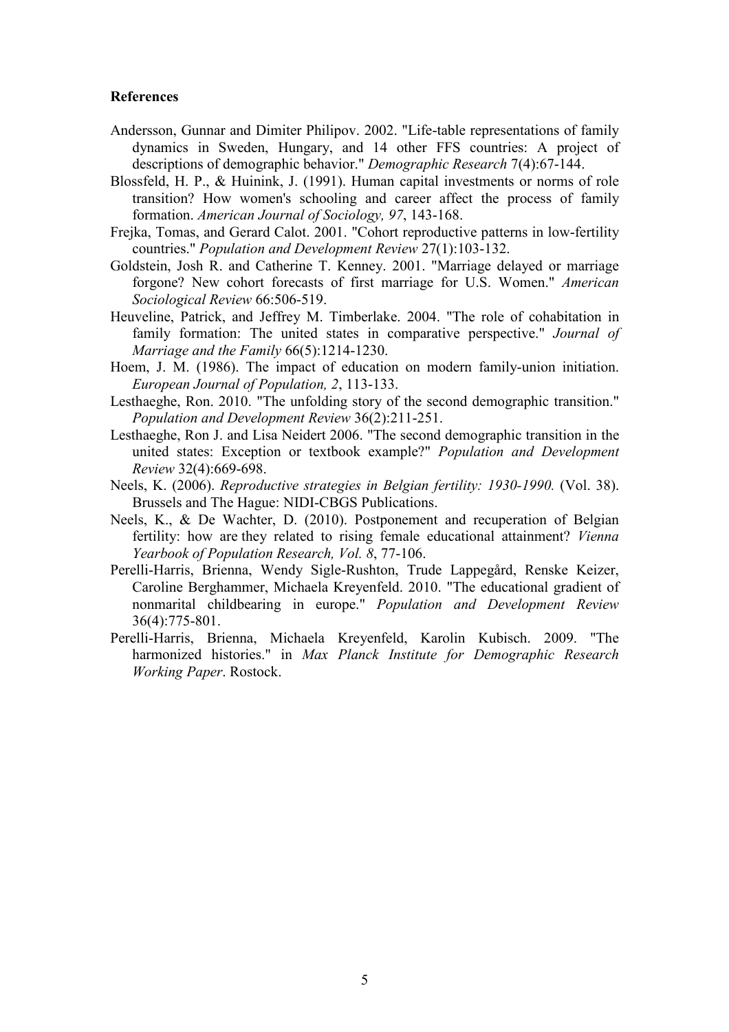**References**

Andersson, Gunnar and Dimiter Philipov. 2002. "Life-table representations of family dynamics in Sweden, Hungary, and 14 other FFS countries: A project of descriptions of demographic behavior." *Demographic Research* 7(4):67-144.

Blossfeld, H. P., & Huinink, J. (1991). Human capital investments or norms of role transition? How women's schooling and career affect the process of family formation. *American Journal of Sociology, 97*, 143-168.

Frejka, Tomas, and Gerard Calot. 2001. "Cohort reproductive patterns in low-fertility countries." *Population and Development Review* 27(1):103-132.

Goldstein, Josh R. and Catherine T. Kenney. 2001. "Marriage delayed or marriage forgone? New cohort forecasts of first marriage for U.S. Women." *American Sociological Review* 66:506-519.

Heuveline, Patrick, and Jeffrey M. Timberlake. 2004. "The role of cohabitation in family formation: The united states in comparative perspective." *Journal of Marriage and the Family* 66(5):1214-1230.

Hoem, J. M. (1986). The impact of education on modern family-union initiation. *European Journal of Population, 2*, 113-133.

Lesthaeghe, Ron. 2010. "The unfolding story of the second demographic transition." *Population and Development Review* 36(2):211-251.

Lesthaeghe, Ron J. and Lisa Neidert 2006. "The second demographic transition in the united states: Exception or textbook example?" *Population and Development Review* 32(4):669-698.

Neels, K. (2006). *Reproductive strategies in Belgian fertility: 1930-1990.* (Vol. 38). Brussels and The Hague: NIDI-CBGS Publications.

Neels, K., & De Wachter, D. (2010). Postponement and recuperation of Belgian fertility: how are they related to rising female educational attainment? *Vienna Yearbook of Population Research, Vol. 8*, 77-106.

Perelli-Harris, Brienna, Wendy Sigle-Rushton, Trude Lappegård, Renske Keizer, Caroline Berghammer, Michaela Kreyenfeld. 2010. "The educational gradient of nonmarital childbearing in europe." *Population and Development Review* 36(4):775-801.

Perelli-Harris, Brienna, Michaela Kreyenfeld, Karolin Kubisch. 2009. "The harmonized histories." in *Max Planck Institute for Demographic Research Working Paper*. Rostock.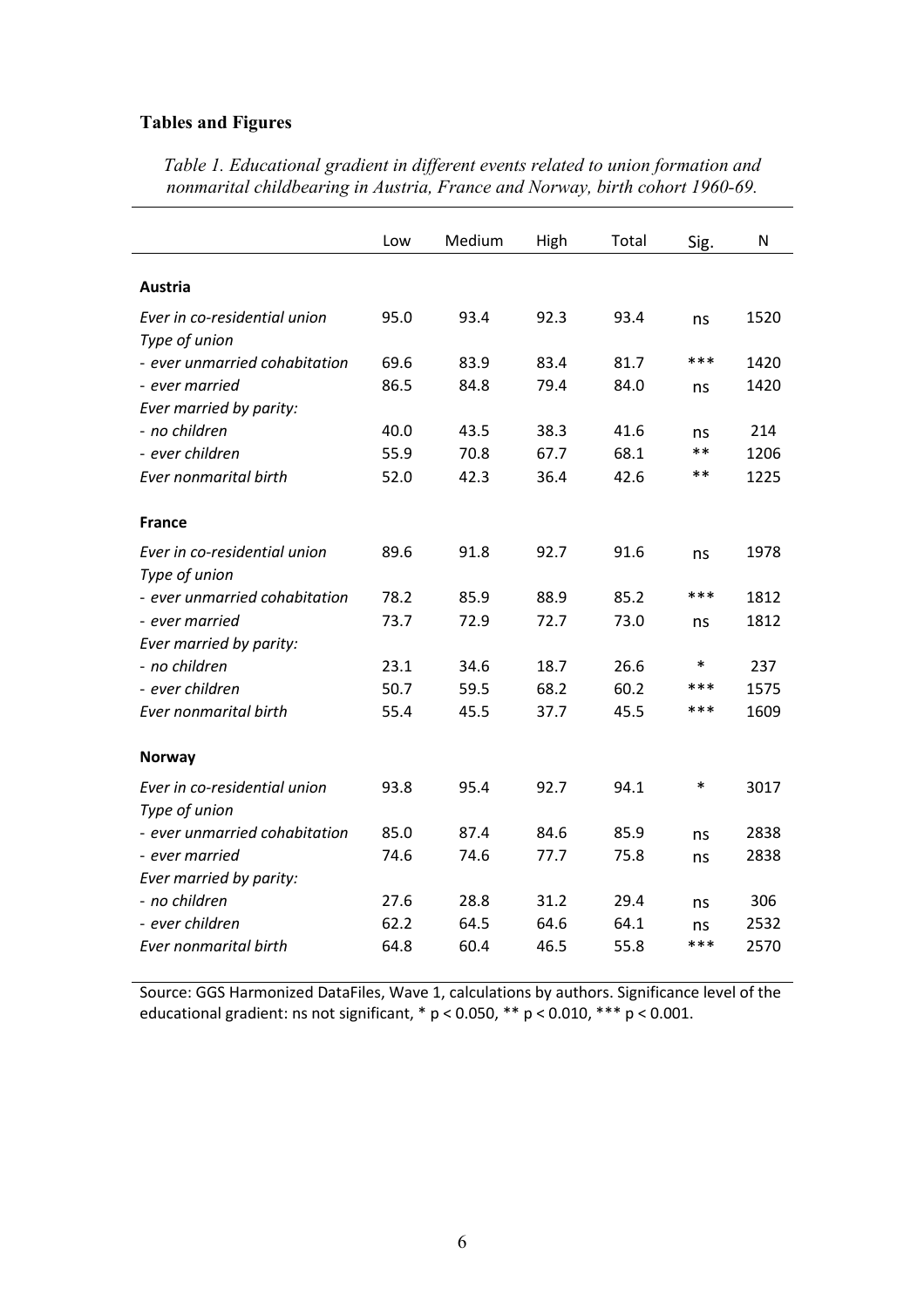### Tables and Figures

*Table 1. Educational gradient in different events related to union formation and nonmarital childbearing in Austria, France and Norway, birth cohort 1960-69.*

| | Low | Medium | High | Total | Sig. | N |
|---|---|---|---|---|---|---|
| **Austria** | | | | | | |
| *Ever in co-residential union* | 95.0 | 93.4 | 92.3 | 93.4 | ns | 1520 |
| *Type of union* | | | | | | |
| *- ever unmarried cohabitation* | 69.6 | 83.9 | 83.4 | 81.7 | *** | 1420 |
| *- ever married* | 86.5 | 84.8 | 79.4 | 84.0 | ns | 1420 |
| *Ever married by parity:* | | | | | | |
| *- no children* | 40.0 | 43.5 | 38.3 | 41.6 | ns | 214 |
| *- ever children* | 55.9 | 70.8 | 67.7 | 68.1 | ** | 1206 |
| *Ever nonmarital birth* | 52.0 | 42.3 | 36.4 | 42.6 | ** | 1225 |
| **France** | | | | | | |
| *Ever in co-residential union* | 89.6 | 91.8 | 92.7 | 91.6 | ns | 1978 |
| *Type of union* | | | | | | |
| *- ever unmarried cohabitation* | 78.2 | 85.9 | 88.9 | 85.2 | *** | 1812 |
| *- ever married* | 73.7 | 72.9 | 72.7 | 73.0 | ns | 1812 |
| *Ever married by parity:* | | | | | | |
| *- no children* | 23.1 | 34.6 | 18.7 | 26.6 | * | 237 |
| *- ever children* | 50.7 | 59.5 | 68.2 | 60.2 | *** | 1575 |
| *Ever nonmarital birth* | 55.4 | 45.5 | 37.7 | 45.5 | *** | 1609 |
| **Norway** | | | | | | |
| *Ever in co-residential union* | 93.8 | 95.4 | 92.7 | 94.1 | * | 3017 |
| *Type of union* | | | | | | |
| *- ever unmarried cohabitation* | 85.0 | 87.4 | 84.6 | 85.9 | ns | 2838 |
| *- ever married* | 74.6 | 74.6 | 77.7 | 75.8 | ns | 2838 |
| *Ever married by parity:* | | | | | | |
| *- no children* | 27.6 | 28.8 | 31.2 | 29.4 | ns | 306 |
| *- ever children* | 62.2 | 64.5 | 64.6 | 64.1 | ns | 2532 |
| *Ever nonmarital birth* | 64.8 | 60.4 | 46.5 | 55.8 | *** | 2570 |

Source: GGS Harmonized DataFiles, Wave 1, calculations by authors. Significance level of the educational gradient: ns not significant, * $p < 0.050$, ** $p < 0.010$, *** $p < 0.001$.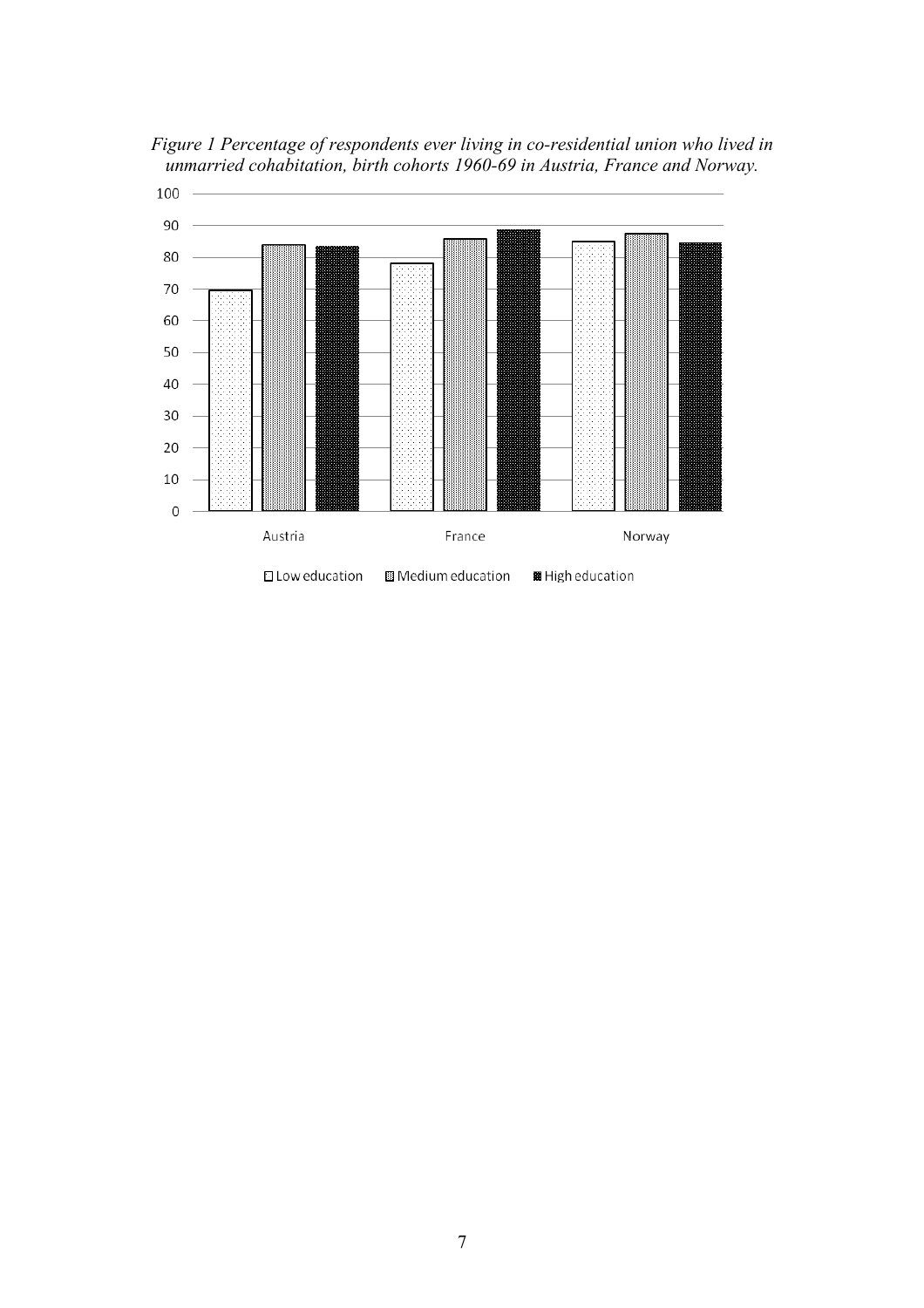*Figure 1 Percentage of respondents ever living in co-residential union who lived in unmarried cohabitation, birth cohorts 1960-69 in Austria, France and Norway.*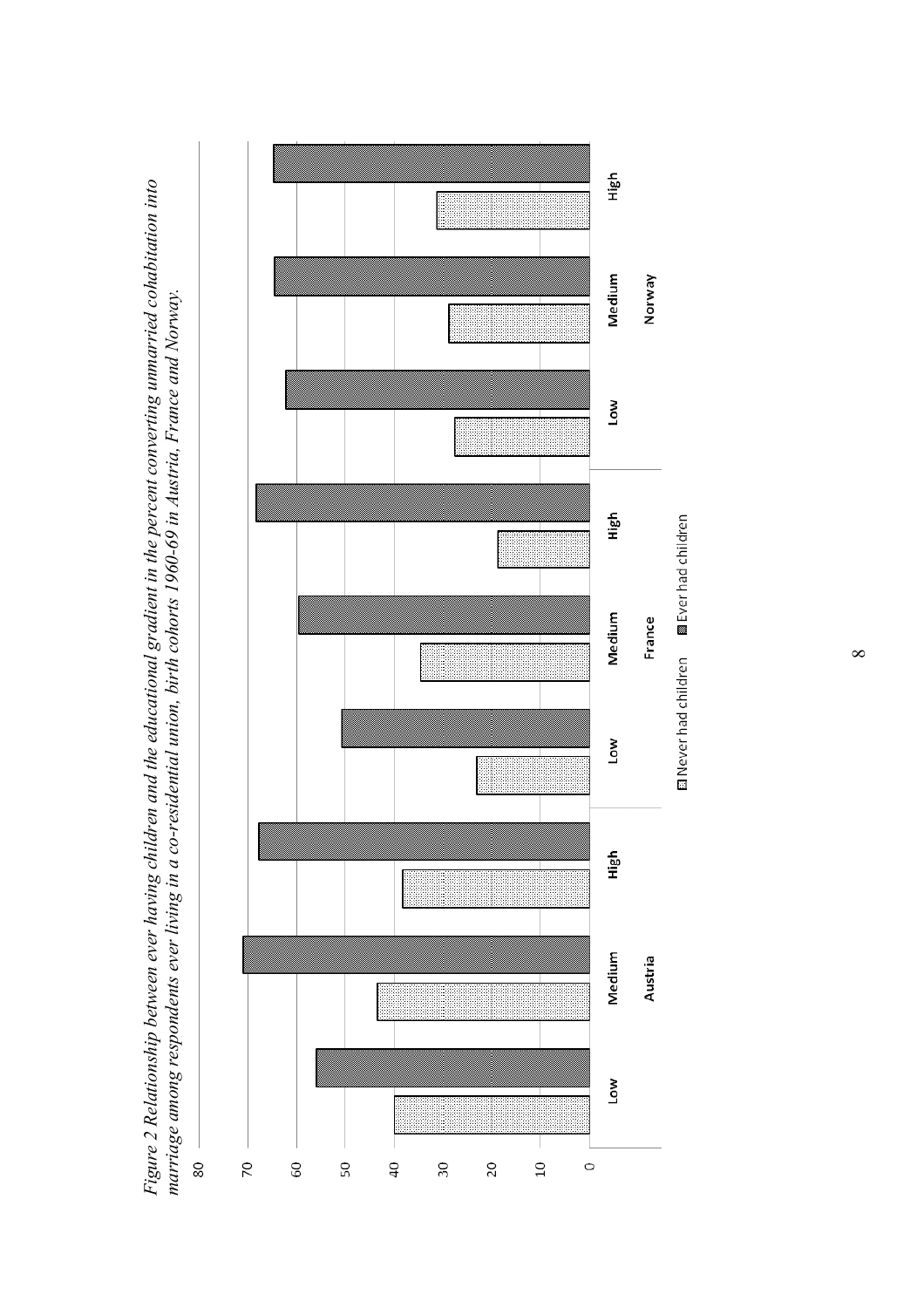*Figure 2 Relationship between ever having children and the educational gradient in the percent converting unmarried cohabitation into marriage among respondents ever living in a co-residential union, birth cohorts 1960-69 in Austria, France and Norway.*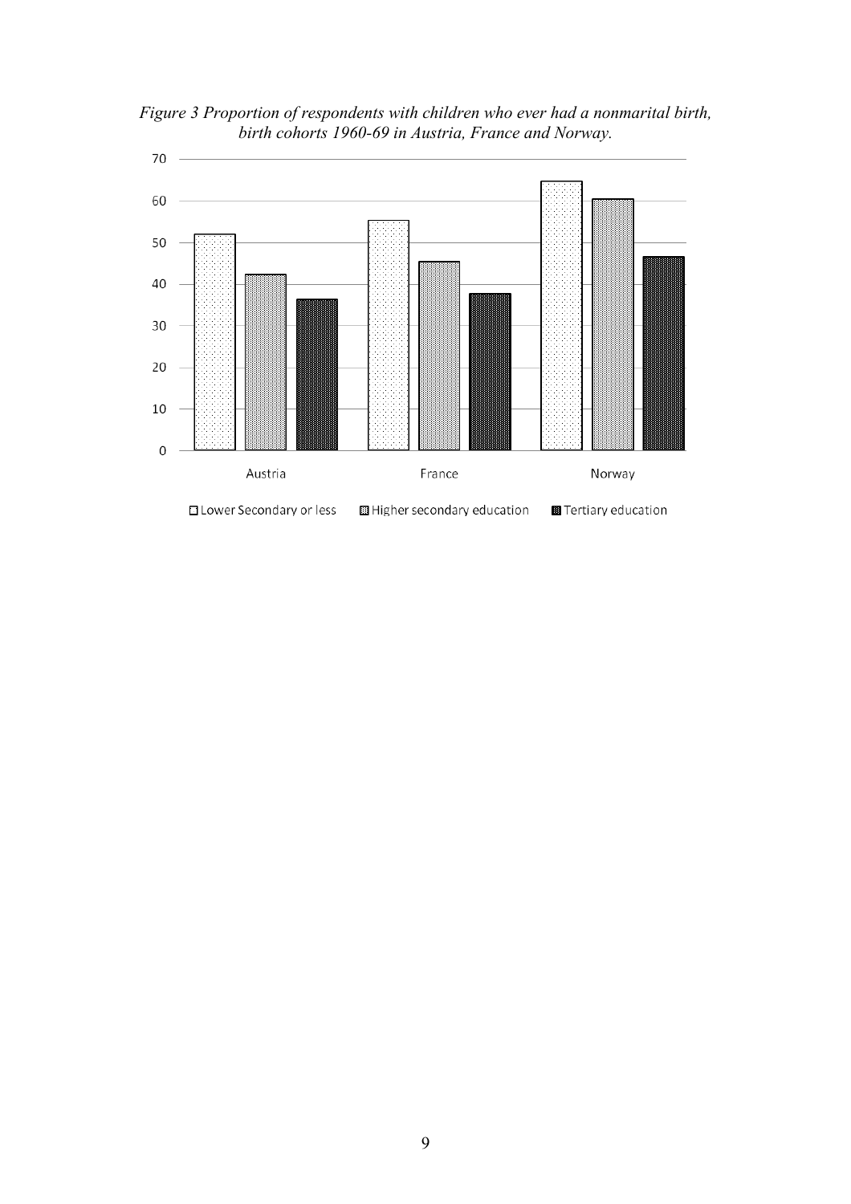*Figure 3 Proportion of respondents with children who ever had a nonmarital birth, birth cohorts 1960-69 in Austria, France and Norway.*

70
60
50
40
30
20
10
0

Austria
France
Norway

Lower Secondary or less
Higher secondary education
Tertiary education